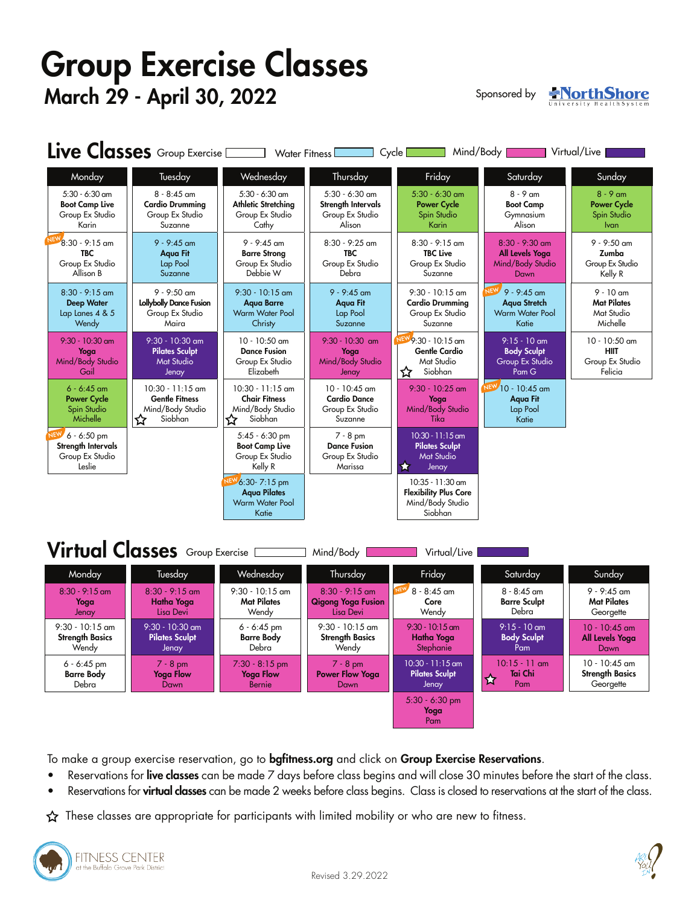# Group Exercise Classes

## March 29 - April 30, 2022

Sponsored by NorthShore University HealthSystem

## Live Classes

Group Exercise | Water Fitness | Cycle | Mind/Body | Virtual/Live

| Monday | Tuesday | Wednesday | Thursday | Friday | Saturday | Sunday |
|---|---|---|---|---|---|---|
| 5:30 - 6:30 am **Boot Camp Live** Group Ex Studio Karin | 8 - 8:45 am **Cardio Drumming** Group Ex Studio Suzanne | 5:30 - 6:30 am **Athletic Stretching** Group Ex Studio Cathy | 5:30 - 6:30 am **Strength Intervals** Group Ex Studio Alison | 5:30 - 6:30 am **Power Cycle** Spin Studio Karin | 8 - 9 am **Boot Camp** Gymnasium Alison | 8 - 9 am **Power Cycle** Spin Studio Ivan |
| NEW 8:30 - 9:15 am **TBC** Group Ex Studio Allison B | 9 - 9:45 am **Aqua Fit** Lap Pool Suzanne | 9 - 9:45 am **Barre Strong** Group Ex Studio Debbie W | 8:30 - 9:25 am **TBC** Group Ex Studio Debra | 8:30 - 9:15 am **TBC Live** Group Ex Studio Suzanne | 8:30 - 9:30 am **All Levels Yoga** Mind/Body Studio Dawn | 9 - 9:50 am **Zumba** Group Ex Studio Kelly R |
| 8:30 - 9:15 am **Deep Water** Lap Lanes 4 & 5 Wendy | 9 - 9:50 am **Lollybolly Dance Fusion** Group Ex Studio Maira | 9:30 - 10:15 am **Aqua Barre** Warm Water Pool Christy | 9 - 9:45 am **Aqua Fit** Lap Pool Suzanne | 9:30 - 10:15 am **Cardio Drumming** Group Ex Studio Suzanne | NEW 9 - 9:45 am **Aqua Stretch** Warm Water Pool Katie | 9 - 10 am **Mat Pilates** Mat Studio Michelle |
| 9:30 - 10:30 am **Yoga** Mind/Body Studio Gail | 9:30 - 10:30 am **Pilates Sculpt** Mat Studio Jenay | 10 - 10:50 am **Dance Fusion** Group Ex Studio Elizabeth | 9:30 - 10:30 am **Yoga** Mind/Body Studio Jenay | NEW 9:30 - 10:15 am **Gentle Cardio** Mat Studio Siobhan ☆ | 9:15 - 10 am **Body Sculpt** Group Ex Studio Pam G | 10 - 10:50 am **HIIT** Group Ex Studio Felicia |
| 6 - 6:45 am **Power Cycle** Spin Studio Michelle | 10:30 - 11:15 am **Gentle Fitness** Mind/Body Studio Siobhan ☆ | 10:30 - 11:15 am **Chair Fitness** Mind/Body Studio Siobhan ☆ | 10 - 10:45 am **Cardio Dance** Group Ex Studio Suzanne | 9:30 - 10:25 am **Yoga** Mind/Body Studio Tika | NEW 10 - 10:45 am **Aqua Fit** Lap Pool Katie | |
| NEW 6 - 6:50 pm **Strength Intervals** Group Ex Studio Leslie | | 5:45 - 6:30 pm **Boot Camp Live** Group Ex Studio Kelly R | 7 - 8 pm **Dance Fusion** Group Ex Studio Marissa | 10:30 - 11:15 am **Pilates Sculpt** Mat Studio Jenay ☆ | | |
| | | NEW 6:30- 7:15 pm **Aqua Pilates** Warm Water Pool Katie | | 10:35 - 11:30 am **Flexibility Plus Core** Mind/Body Studio Siobhan | | |

## Virtual Classes

Group Exercise | Mind/Body | Virtual/Live

| Monday | Tuesday | Wednesday | Thursday | Friday | Saturday | Sunday |
|---|---|---|---|---|---|---|
| 8:30 - 9:15 am **Yoga** Jenay | 8:30 - 9:15 am **Hatha Yoga** Lisa Devi | 9:30 - 10:15 am **Mat Pilates** Wendy | 8:30 - 9:15 am **Qigong Yoga Fusion** Lisa Devi | NEW 8 - 8:45 am **Core** Wendy | 8 - 8:45 am **Barre Sculpt** Debra | 9 - 9:45 am **Mat Pilates** Georgette |
| 9:30 - 10:15 am **Strength Basics** Wendy | 9:30 - 10:30 am **Pilates Sculpt** Jenay | 6 - 6:45 pm **Barre Body** Debra | 9:30 - 10:15 am **Strength Basics** Wendy | 9:30 - 10:15 am **Hatha Yoga** Stephanie | 9:15 - 10 am **Body Sculpt** Pam | 10 - 10:45 am **All Levels Yoga** Dawn |
| 6 - 6:45 pm **Barre Body** Debra | 7 - 8 pm **Yoga Flow** Dawn | 7:30 - 8:15 pm **Yoga Flow** Bernie | 7 - 8 pm **Power Flow Yoga** Dawn | 10:30 - 11:15 am **Pilates Sculpt** Jenay | 10:15 - 11 am **Tai Chi** Pam ☆ | 10 - 10:45 am **Strength Basics** Georgette |
| | | | | 5:30 - 6:30 pm **Yoga** Pam | | |

To make a group exercise reservation, go to **bgfitness.org** and click on **Group Exercise Reservations**.

- Reservations for **live classes** can be made 7 days before class begins and will close 30 minutes before the start of the class.
- Reservations for **virtual classes** can be made 2 weeks before class begins. Class is closed to reservations at the start of the class.

☆ These classes are appropriate for participants with limited mobility or who are new to fitness.

FITNESS CENTER at the Buffalo Grove Park District

Revised 3.29.2022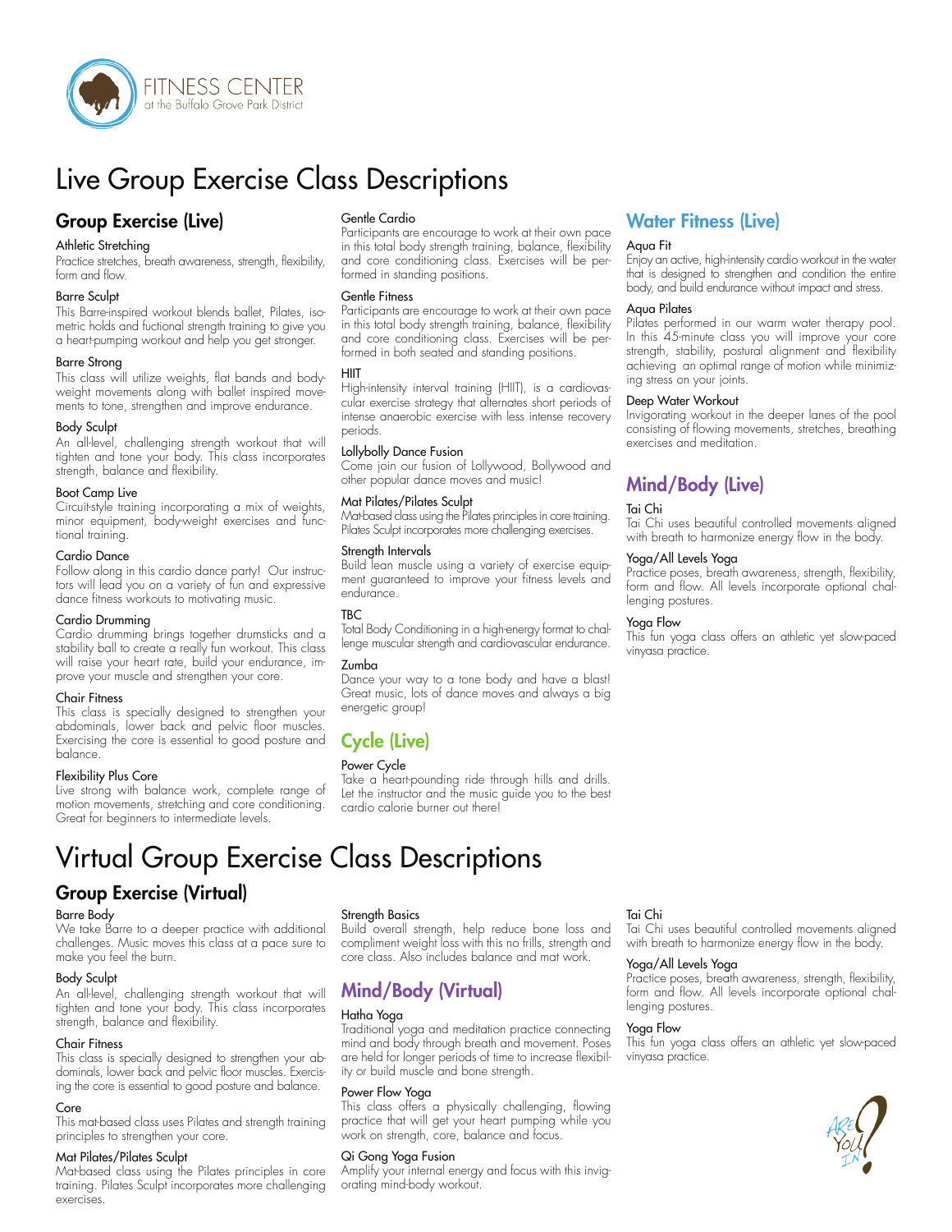FITNESS CENTER
at the Buffalo Grove Park District

# Live Group Exercise Class Descriptions

## Group Exercise (Live)

### Athletic Stretching
Practice stretches, breath awareness, strength, flexibility, form and flow.

### Barre Sculpt
This Barre-inspired workout blends ballet, Pilates, isometric holds and fuctional strength training to give you a heart-pumping workout and help you get stronger.

### Barre Strong
This class will utilize weights, flat bands and body-weight movements along with ballet inspired movements to tone, strengthen and improve endurance.

### Body Sculpt
An all-level, challenging strength workout that will tighten and tone your body. This class incorporates strength, balance and flexibility.

### Boot Camp Live
Circuit-style training incorporating a mix of weights, minor equipment, body-weight exercises and functional training.

### Cardio Dance
Follow along in this cardio dance party! Our instructors will lead you on a variety of fun and expressive dance fitness workouts to motivating music.

### Cardio Drumming
Cardio drumming brings together drumsticks and a stability ball to create a really fun workout. This class will raise your heart rate, build your endurance, improve your muscle and strengthen your core.

### Chair Fitness
This class is specially designed to strengthen your abdominals, lower back and pelvic floor muscles. Exercising the core is essential to good posture and balance.

### Flexibility Plus Core
Live strong with balance work, complete range of motion movements, stretching and core conditioning. Great for beginners to intermediate levels.

### Gentle Cardio
Participants are encourage to work at their own pace in this total body strength training, balance, flexibility and core conditioning class. Exercises will be performed in standing positions.

### Gentle Fitness
Participants are encourage to work at their own pace in this total body strength training, balance, flexibility and core conditioning class. Exercises will be performed in both seated and standing positions.

### HIIT
High-intensity interval training (HIIT), is a cardiovascular exercise strategy that alternates short periods of intense anaerobic exercise with less intense recovery periods.

### Lollybolly Dance Fusion
Come join our fusion of Lollywood, Bollywood and other popular dance moves and music!

### Mat Pilates/Pilates Sculpt
Mat-based class using the Pilates principles in core training. Pilates Sculpt incorporates more challenging exercises.

### Strength Intervals
Build lean muscle using a variety of exercise equipment guaranteed to improve your fitness levels and endurance.

### TBC
Total Body Conditioning in a high-energy format to challenge muscular strength and cardiovascular endurance.

### Zumba
Dance your way to a tone body and have a blast! Great music, lots of dance moves and always a big energetic group!

## Cycle (Live)

### Power Cycle
Take a heart-pounding ride through hills and drills. Let the instructor and the music guide you to the best cardio calorie burner out there!

## Water Fitness (Live)

### Aqua Fit
Enjoy an active, high-intensity cardio workout in the water that is designed to strengthen and condition the entire body, and build endurance without impact and stress.

### Aqua Pilates
Pilates performed in our warm water therapy pool. In this 45-minute class you will improve your core strength, stability, postural alignment and flexibility achieving an optimal range of motion while minimizing stress on your joints.

### Deep Water Workout
Invigorating workout in the deeper lanes of the pool consisting of flowing movements, stretches, breathing exercises and meditation.

## Mind/Body (Live)

### Tai Chi
Tai Chi uses beautiful controlled movements aligned with breath to harmonize energy flow in the body.

### Yoga/All Levels Yoga
Practice poses, breath awareness, strength, flexibility, form and flow. All levels incorporate optional challenging postures.

### Yoga Flow
This fun yoga class offers an athletic yet slow-paced vinyasa practice.

# Virtual Group Exercise Class Descriptions

## Group Exercise (Virtual)

### Barre Body
We take Barre to a deeper practice with additional challenges. Music moves this class at a pace sure to make you feel the burn.

### Body Sculpt
An all-level, challenging strength workout that will tighten and tone your body. This class incorporates strength, balance and flexibility.

### Chair Fitness
This class is specially designed to strengthen your abdominals, lower back and pelvic floor muscles. Exercising the core is essential to good posture and balance.

### Core
This mat-based class uses Pilates and strength training principles to strengthen your core.

### Mat Pilates/Pilates Sculpt
Mat-based class using the Pilates principles in core training. Pilates Sculpt incorporates more challenging exercises.

### Strength Basics
Build overall strength, help reduce bone loss and compliment weight loss with this no frills, strength and core class. Also includes balance and mat work.

## Mind/Body (Virtual)

### Hatha Yoga
Traditional yoga and meditation practice connecting mind and body through breath and movement. Poses are held for longer periods of time to increase flexibility or build muscle and bone strength.

### Power Flow Yoga
This class offers a physically challenging, flowing practice that will get your heart pumping while you work on strength, core, balance and focus.

### Qi Gong Yoga Fusion
Amplify your internal energy and focus with this invigorating mind-body workout.

### Tai Chi
Tai Chi uses beautiful controlled movements aligned with breath to harmonize energy flow in the body.

### Yoga/All Levels Yoga
Practice poses, breath awareness, strength, flexibility, form and flow. All levels incorporate optional challenging postures.

### Yoga Flow
This fun yoga class offers an athletic yet slow-paced vinyasa practice.

ARE YOU IN?